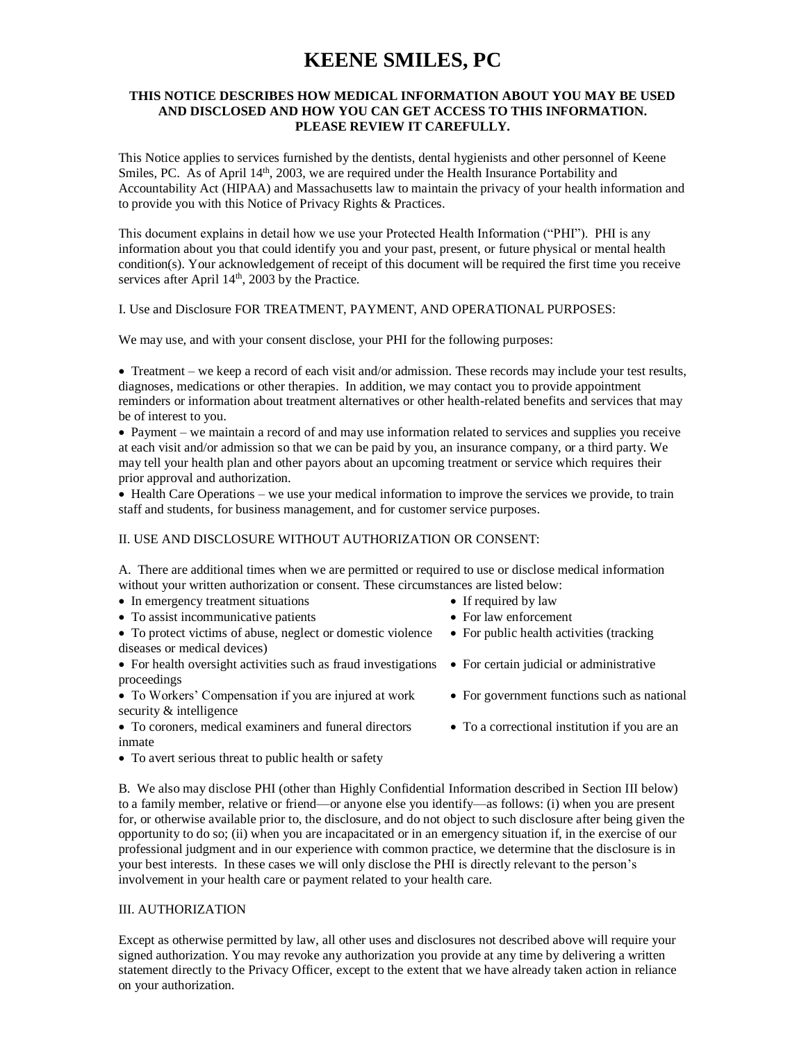# KEENE SMILES, PC

**THIS NOTICE DESCRIBES HOW MEDICAL INFORMATION ABOUT YOU MAY BE USED AND DISCLOSED AND HOW YOU CAN GET ACCESS TO THIS INFORMATION. PLEASE REVIEW IT CAREFULLY.**

This Notice applies to services furnished by the dentists, dental hygienists and other personnel of Keene Smiles, PC. As of April 14th, 2003, we are required under the Health Insurance Portability and Accountability Act (HIPAA) and Massachusetts law to maintain the privacy of your health information and to provide you with this Notice of Privacy Rights & Practices.

This document explains in detail how we use your Protected Health Information ("PHI"). PHI is any information about you that could identify you and your past, present, or future physical or mental health condition(s). Your acknowledgement of receipt of this document will be required the first time you receive services after April 14th, 2003 by the Practice.

I. Use and Disclosure FOR TREATMENT, PAYMENT, AND OPERATIONAL PURPOSES:

We may use, and with your consent disclose, your PHI for the following purposes:

- Treatment – we keep a record of each visit and/or admission. These records may include your test results, diagnoses, medications or other therapies. In addition, we may contact you to provide appointment reminders or information about treatment alternatives or other health-related benefits and services that may be of interest to you.
- Payment – we maintain a record of and may use information related to services and supplies you receive at each visit and/or admission so that we can be paid by you, an insurance company, or a third party. We may tell your health plan and other payors about an upcoming treatment or service which requires their prior approval and authorization.
- Health Care Operations – we use your medical information to improve the services we provide, to train staff and students, for business management, and for customer service purposes.

II. USE AND DISCLOSURE WITHOUT AUTHORIZATION OR CONSENT:

A. There are additional times when we are permitted or required to use or disclose medical information without your written authorization or consent. These circumstances are listed below:

- In emergency treatment situations
- To assist incommunicative patients
- To protect victims of abuse, neglect or domestic violence
- For health oversight activities such as fraud investigations
- To Workers' Compensation if you are injured at work
- To coroners, medical examiners and funeral directors
- To avert serious threat to public health or safety
- If required by law
- For law enforcement
- For public health activities (tracking diseases or medical devices)
- For certain judicial or administrative proceedings
- For government functions such as national security & intelligence
- To a correctional institution if you are an inmate

B. We also may disclose PHI (other than Highly Confidential Information described in Section III below) to a family member, relative or friend—or anyone else you identify—as follows: (i) when you are present for, or otherwise available prior to, the disclosure, and do not object to such disclosure after being given the opportunity to do so; (ii) when you are incapacitated or in an emergency situation if, in the exercise of our professional judgment and in our experience with common practice, we determine that the disclosure is in your best interests. In these cases we will only disclose the PHI is directly relevant to the person's involvement in your health care or payment related to your health care.

III. AUTHORIZATION

Except as otherwise permitted by law, all other uses and disclosures not described above will require your signed authorization. You may revoke any authorization you provide at any time by delivering a written statement directly to the Privacy Officer, except to the extent that we have already taken action in reliance on your authorization.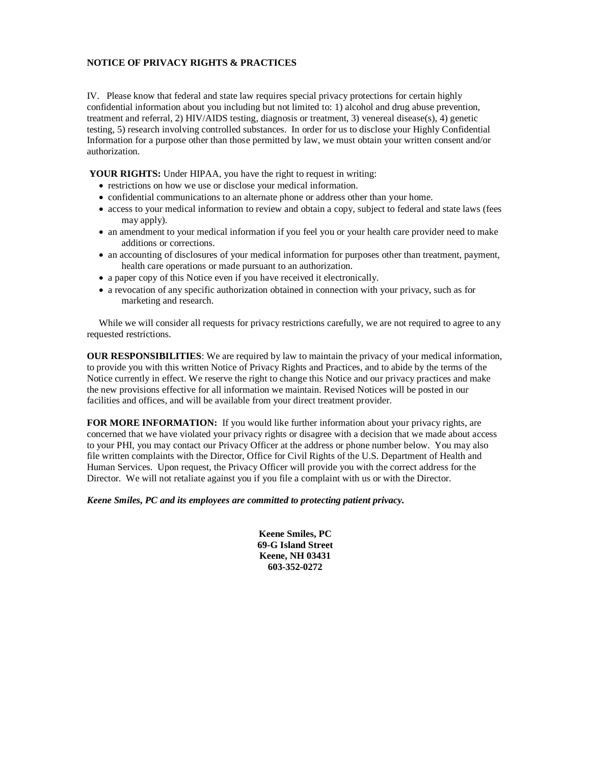## NOTICE OF PRIVACY RIGHTS & PRACTICES

IV. Please know that federal and state law requires special privacy protections for certain highly confidential information about you including but not limited to: 1) alcohol and drug abuse prevention, treatment and referral, 2) HIV/AIDS testing, diagnosis or treatment, 3) venereal disease(s), 4) genetic testing, 5) research involving controlled substances. In order for us to disclose your Highly Confidential Information for a purpose other than those permitted by law, we must obtain your written consent and/or authorization.

**YOUR RIGHTS:** Under HIPAA, you have the right to request in writing:

- restrictions on how we use or disclose your medical information.
- confidential communications to an alternate phone or address other than your home.
- access to your medical information to review and obtain a copy, subject to federal and state laws (fees may apply).
- an amendment to your medical information if you feel you or your health care provider need to make additions or corrections.
- an accounting of disclosures of your medical information for purposes other than treatment, payment, health care operations or made pursuant to an authorization.
- a paper copy of this Notice even if you have received it electronically.
- a revocation of any specific authorization obtained in connection with your privacy, such as for marketing and research.

While we will consider all requests for privacy restrictions carefully, we are not required to agree to any requested restrictions.

**OUR RESPONSIBILITIES**: We are required by law to maintain the privacy of your medical information, to provide you with this written Notice of Privacy Rights and Practices, and to abide by the terms of the Notice currently in effect. We reserve the right to change this Notice and our privacy practices and make the new provisions effective for all information we maintain. Revised Notices will be posted in our facilities and offices, and will be available from your direct treatment provider.

**FOR MORE INFORMATION:** If you would like further information about your privacy rights, are concerned that we have violated your privacy rights or disagree with a decision that we made about access to your PHI, you may contact our Privacy Officer at the address or phone number below. You may also file written complaints with the Director, Office for Civil Rights of the U.S. Department of Health and Human Services. Upon request, the Privacy Officer will provide you with the correct address for the Director. We will not retaliate against you if you file a complaint with us or with the Director.

***Keene Smiles, PC and its employees are committed to protecting patient privacy.***

**Keene Smiles, PC**
**69-G Island Street**
**Keene, NH 03431**
**603-352-0272**